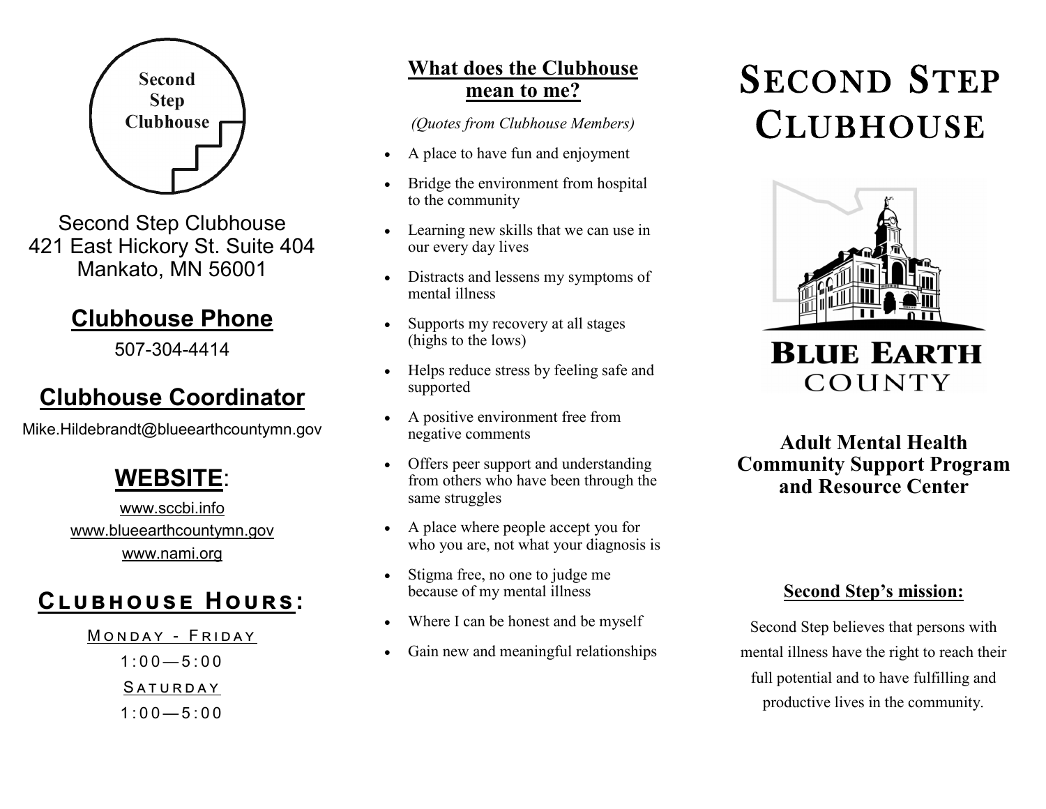Second Step Clubhouse

Second Step Clubhouse
421 East Hickory St. Suite 404
Mankato, MN 56001

## Clubhouse Phone

507-304-4414

## Clubhouse Coordinator

Mike.Hildebrandt@blueearthcountymn.gov

## WEBSITE:

www.sccbi.info

www.blueearthcountymn.gov

www.nami.org

## Clubhouse Hours:

Monday - Friday

1:00—5:00

Saturday

1:00—5:00

## What does the Clubhouse mean to me?

*(Quotes from Clubhouse Members)*

- A place to have fun and enjoyment
- Bridge the environment from hospital to the community
- Learning new skills that we can use in our every day lives
- Distracts and lessens my symptoms of mental illness
- Supports my recovery at all stages (highs to the lows)
- Helps reduce stress by feeling safe and supported
- A positive environment free from negative comments
- Offers peer support and understanding from others who have been through the same struggles
- A place where people accept you for who you are, not what your diagnosis is
- Stigma free, no one to judge me because of my mental illness
- Where I can be honest and be myself
- Gain new and meaningful relationships

# Second Step Clubhouse

Blue Earth County

## Adult Mental Health Community Support Program and Resource Center

### Second Step's mission:

Second Step believes that persons with mental illness have the right to reach their full potential and to have fulfilling and productive lives in the community.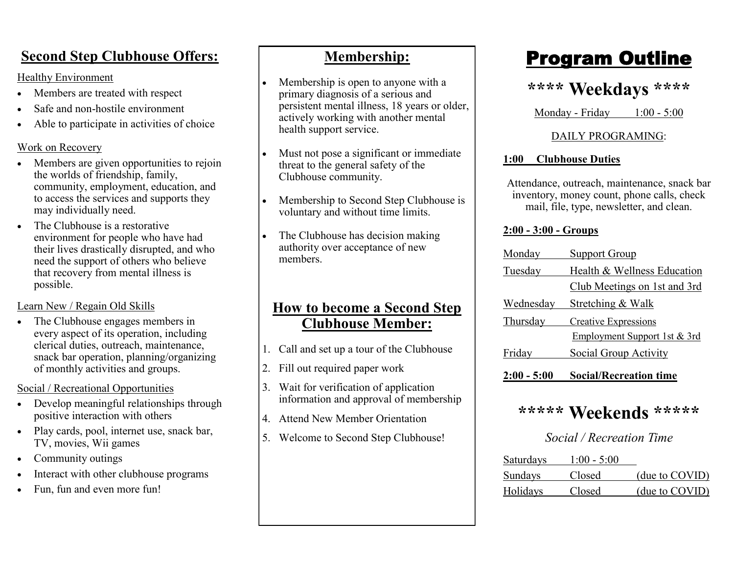## Second Step Clubhouse Offers:

Healthy Environment

- Members are treated with respect
- Safe and non-hostile environment
- Able to participate in activities of choice

Work on Recovery

- Members are given opportunities to rejoin the worlds of friendship, family, community, employment, education, and to access the services and supports they may individually need.
- The Clubhouse is a restorative environment for people who have had their lives drastically disrupted, and who need the support of others who believe that recovery from mental illness is possible.

Learn New / Regain Old Skills

- The Clubhouse engages members in every aspect of its operation, including clerical duties, outreach, maintenance, snack bar operation, planning/organizing of monthly activities and groups.

Social / Recreational Opportunities

- Develop meaningful relationships through positive interaction with others
- Play cards, pool, internet use, snack bar, TV, movies, Wii games
- Community outings
- Interact with other clubhouse programs
- Fun, fun and even more fun!

## Membership:

- Membership is open to anyone with a primary diagnosis of a serious and persistent mental illness, 18 years or older, actively working with another mental health support service.
- Must not pose a significant or immediate threat to the general safety of the Clubhouse community.
- Membership to Second Step Clubhouse is voluntary and without time limits.
- The Clubhouse has decision making authority over acceptance of new members.

## How to become a Second Step Clubhouse Member:

1. Call and set up a tour of the Clubhouse
2. Fill out required paper work
3. Wait for verification of application information and approval of membership
4. Attend New Member Orientation
5. Welcome to Second Step Clubhouse!

# Program Outline

## **** Weekdays ****

Monday - Friday 1:00 - 5:00

DAILY PROGRAMING:

**1:00 Clubhouse Duties**

Attendance, outreach, maintenance, snack bar inventory, money count, phone calls, check mail, file, type, newsletter, and clean.

**2:00 - 3:00 - Groups**

| | |
|---|---|
| Monday | Support Group |
| Tuesday | Health & Wellness Education |
| | Club Meetings on 1st and 3rd |
| Wednesday | Stretching & Walk |
| Thursday | Creative Expressions |
| | Employment Support 1st & 3rd |
| Friday | Social Group Activity |

**2:00 - 5:00 Social/Recreation time**

## ***** Weekends *****

*Social / Recreation Time*

| | | |
|---|---|---|
| Saturdays | 1:00 - 5:00 | |
| Sundays | Closed | (due to COVID) |
| Holidays | Closed | (due to COVID) |